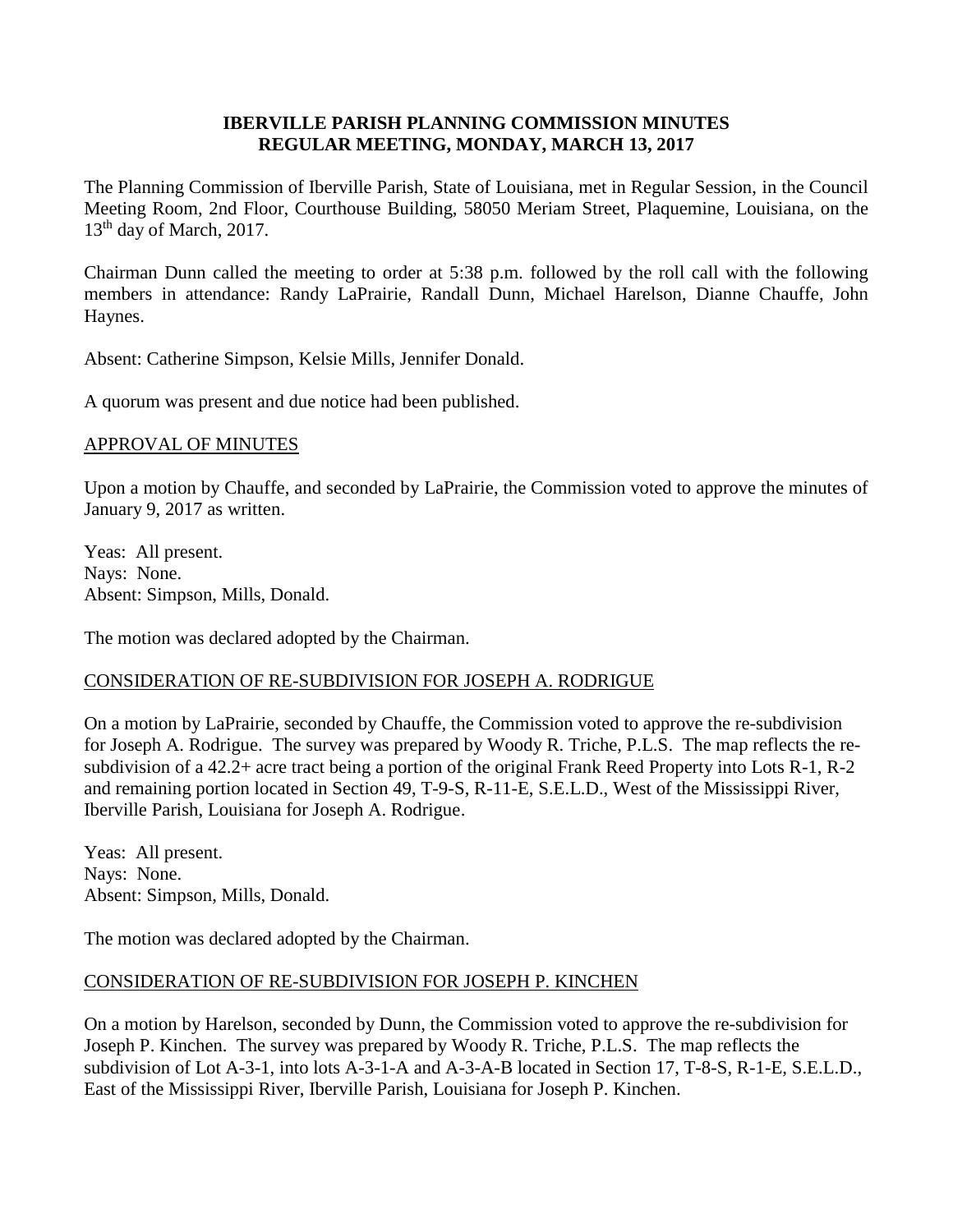# IBERVILLE PARISH PLANNING COMMISSION MINUTES
## REGULAR MEETING, MONDAY, MARCH 13, 2017

The Planning Commission of Iberville Parish, State of Louisiana, met in Regular Session, in the Council Meeting Room, 2nd Floor, Courthouse Building, 58050 Meriam Street, Plaquemine, Louisiana, on the 13th day of March, 2017.

Chairman Dunn called the meeting to order at 5:38 p.m. followed by the roll call with the following members in attendance: Randy LaPrairie, Randall Dunn, Michael Harelson, Dianne Chauffe, John Haynes.

Absent: Catherine Simpson, Kelsie Mills, Jennifer Donald.

A quorum was present and due notice had been published.

APPROVAL OF MINUTES

Upon a motion by Chauffe, and seconded by LaPrairie, the Commission voted to approve the minutes of January 9, 2017 as written.

Yeas: All present.
Nays: None.
Absent: Simpson, Mills, Donald.

The motion was declared adopted by the Chairman.

CONSIDERATION OF RE-SUBDIVISION FOR JOSEPH A. RODRIGUE

On a motion by LaPrairie, seconded by Chauffe, the Commission voted to approve the re-subdivision for Joseph A. Rodrigue. The survey was prepared by Woody R. Triche, P.L.S. The map reflects the re-subdivision of a 42.2+ acre tract being a portion of the original Frank Reed Property into Lots R-1, R-2 and remaining portion located in Section 49, T-9-S, R-11-E, S.E.L.D., West of the Mississippi River, Iberville Parish, Louisiana for Joseph A. Rodrigue.

Yeas: All present.
Nays: None.
Absent: Simpson, Mills, Donald.

The motion was declared adopted by the Chairman.

CONSIDERATION OF RE-SUBDIVISION FOR JOSEPH P. KINCHEN

On a motion by Harelson, seconded by Dunn, the Commission voted to approve the re-subdivision for Joseph P. Kinchen. The survey was prepared by Woody R. Triche, P.L.S. The map reflects the subdivision of Lot A-3-1, into lots A-3-1-A and A-3-A-B located in Section 17, T-8-S, R-1-E, S.E.L.D., East of the Mississippi River, Iberville Parish, Louisiana for Joseph P. Kinchen.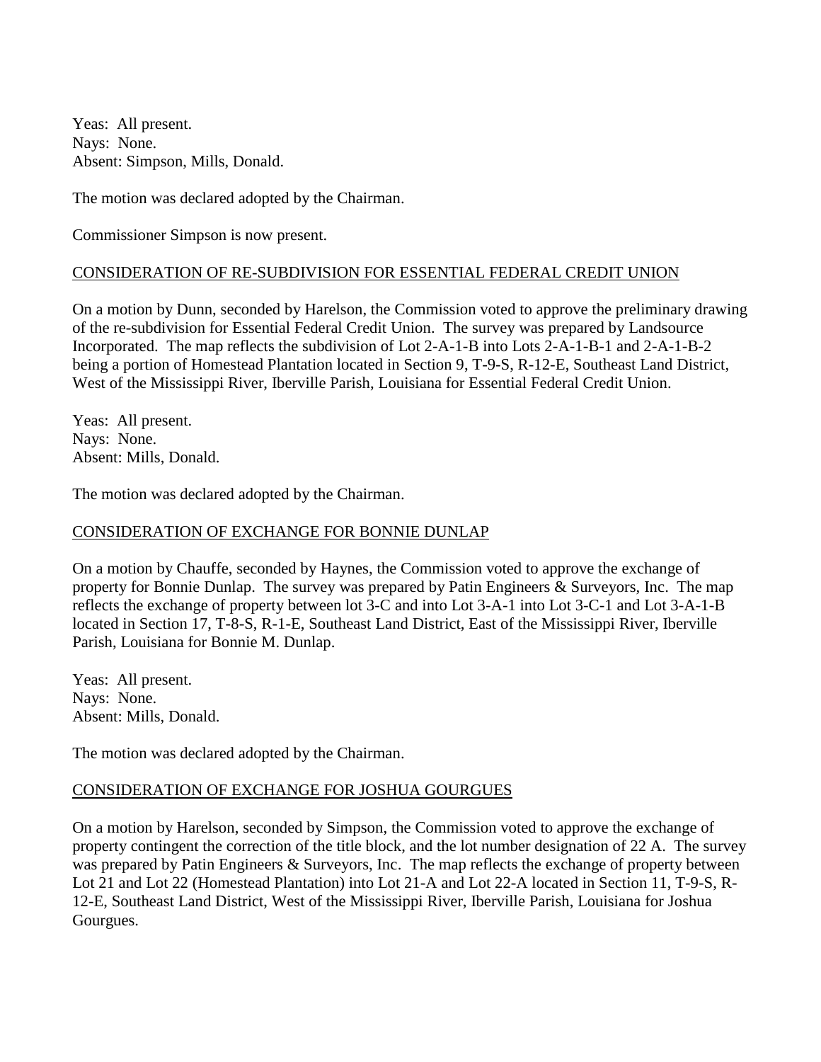Yeas: All present.
Nays: None.
Absent: Simpson, Mills, Donald.

The motion was declared adopted by the Chairman.

Commissioner Simpson is now present.

## CONSIDERATION OF RE-SUBDIVISION FOR ESSENTIAL FEDERAL CREDIT UNION

On a motion by Dunn, seconded by Harelson, the Commission voted to approve the preliminary drawing of the re-subdivision for Essential Federal Credit Union. The survey was prepared by Landsource Incorporated. The map reflects the subdivision of Lot 2-A-1-B into Lots 2-A-1-B-1 and 2-A-1-B-2 being a portion of Homestead Plantation located in Section 9, T-9-S, R-12-E, Southeast Land District, West of the Mississippi River, Iberville Parish, Louisiana for Essential Federal Credit Union.

Yeas: All present.
Nays: None.
Absent: Mills, Donald.

The motion was declared adopted by the Chairman.

## CONSIDERATION OF EXCHANGE FOR BONNIE DUNLAP

On a motion by Chauffe, seconded by Haynes, the Commission voted to approve the exchange of property for Bonnie Dunlap. The survey was prepared by Patin Engineers & Surveyors, Inc. The map reflects the exchange of property between lot 3-C and into Lot 3-A-1 into Lot 3-C-1 and Lot 3-A-1-B located in Section 17, T-8-S, R-1-E, Southeast Land District, East of the Mississippi River, Iberville Parish, Louisiana for Bonnie M. Dunlap.

Yeas: All present.
Nays: None.
Absent: Mills, Donald.

The motion was declared adopted by the Chairman.

## CONSIDERATION OF EXCHANGE FOR JOSHUA GOURGUES

On a motion by Harelson, seconded by Simpson, the Commission voted to approve the exchange of property contingent the correction of the title block, and the lot number designation of 22 A. The survey was prepared by Patin Engineers & Surveyors, Inc. The map reflects the exchange of property between Lot 21 and Lot 22 (Homestead Plantation) into Lot 21-A and Lot 22-A located in Section 11, T-9-S, R-12-E, Southeast Land District, West of the Mississippi River, Iberville Parish, Louisiana for Joshua Gourgues.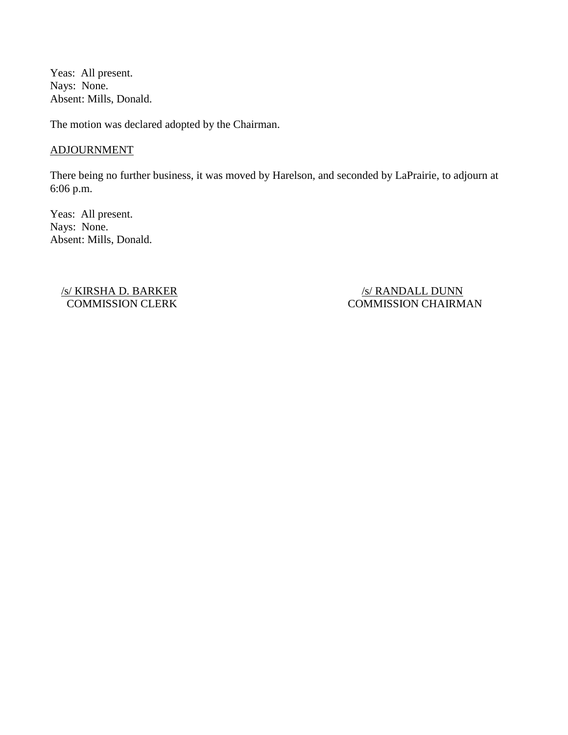Yeas: All present.
Nays: None.
Absent: Mills, Donald.

The motion was declared adopted by the Chairman.

ADJOURNMENT

There being no further business, it was moved by Harelson, and seconded by LaPrairie, to adjourn at 6:06 p.m.

Yeas: All present.
Nays: None.
Absent: Mills, Donald.

| | |
|---|---|
| /s/ KIRSHA D. BARKER | /s/ RANDALL DUNN |
| COMMISSION CLERK | COMMISSION CHAIRMAN |